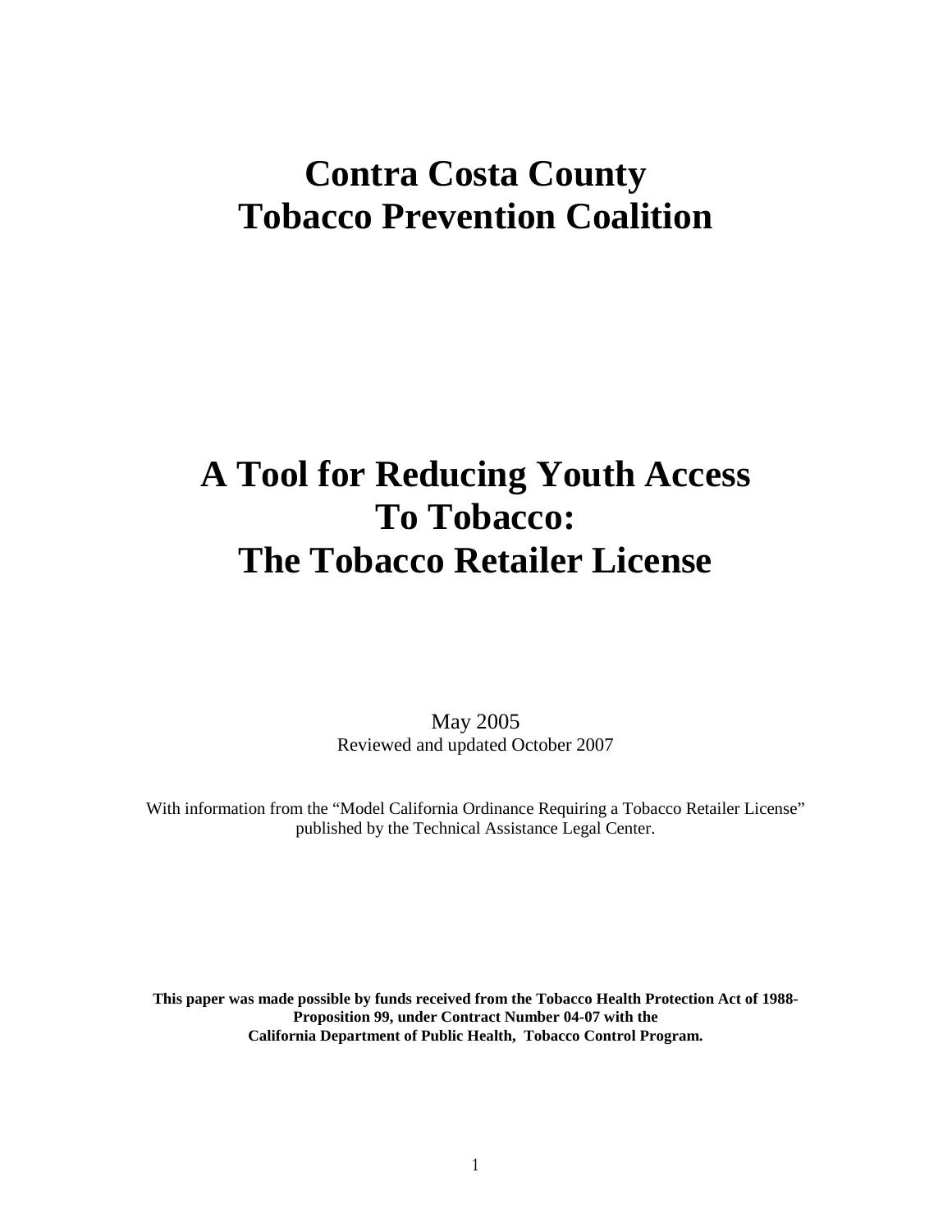# Contra Costa County Tobacco Prevention Coalition

# A Tool for Reducing Youth Access To Tobacco: The Tobacco Retailer License

May 2005
Reviewed and updated October 2007

With information from the "Model California Ordinance Requiring a Tobacco Retailer License" published by the Technical Assistance Legal Center.

**This paper was made possible by funds received from the Tobacco Health Protection Act of 1988- Proposition 99, under Contract Number 04-07 with the California Department of Public Health, Tobacco Control Program.**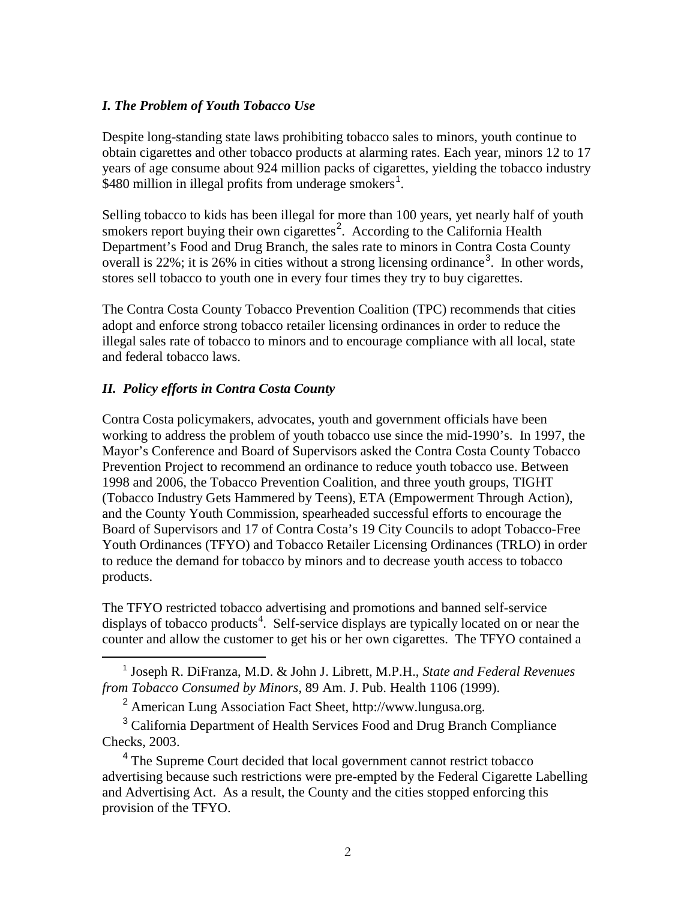### *I. The Problem of Youth Tobacco Use*

Despite long-standing state laws prohibiting tobacco sales to minors, youth continue to obtain cigarettes and other tobacco products at alarming rates. Each year, minors 12 to 17 years of age consume about 924 million packs of cigarettes, yielding the tobacco industry $480 million in illegal profits from underage smokers[1].

Selling tobacco to kids has been illegal for more than 100 years, yet nearly half of youth smokers report buying their own cigarettes[2]. According to the California Health Department's Food and Drug Branch, the sales rate to minors in Contra Costa County overall is 22%; it is 26% in cities without a strong licensing ordinance[3]. In other words, stores sell tobacco to youth one in every four times they try to buy cigarettes.

The Contra Costa County Tobacco Prevention Coalition (TPC) recommends that cities adopt and enforce strong tobacco retailer licensing ordinances in order to reduce the illegal sales rate of tobacco to minors and to encourage compliance with all local, state and federal tobacco laws.

### *II. Policy efforts in Contra Costa County*

Contra Costa policymakers, advocates, youth and government officials have been working to address the problem of youth tobacco use since the mid-1990's. In 1997, the Mayor's Conference and Board of Supervisors asked the Contra Costa County Tobacco Prevention Project to recommend an ordinance to reduce youth tobacco use. Between 1998 and 2006, the Tobacco Prevention Coalition, and three youth groups, TIGHT (Tobacco Industry Gets Hammered by Teens), ETA (Empowerment Through Action), and the County Youth Commission, spearheaded successful efforts to encourage the Board of Supervisors and 17 of Contra Costa's 19 City Councils to adopt Tobacco-Free Youth Ordinances (TFYO) and Tobacco Retailer Licensing Ordinances (TRLO) in order to reduce the demand for tobacco by minors and to decrease youth access to tobacco products.

The TFYO restricted tobacco advertising and promotions and banned self-service displays of tobacco products[4]. Self-service displays are typically located on or near the counter and allow the customer to get his or her own cigarettes. The TFYO contained a

---

[1] Joseph R. DiFranza, M.D. & John J. Librett, M.P.H., *State and Federal Revenues from Tobacco Consumed by Minors*, 89 Am. J. Pub. Health 1106 (1999).

[2] American Lung Association Fact Sheet, http://www.lungusa.org.

[3] California Department of Health Services Food and Drug Branch Compliance Checks, 2003.

[4] The Supreme Court decided that local government cannot restrict tobacco advertising because such restrictions were pre-empted by the Federal Cigarette Labelling and Advertising Act. As a result, the County and the cities stopped enforcing this provision of the TFYO.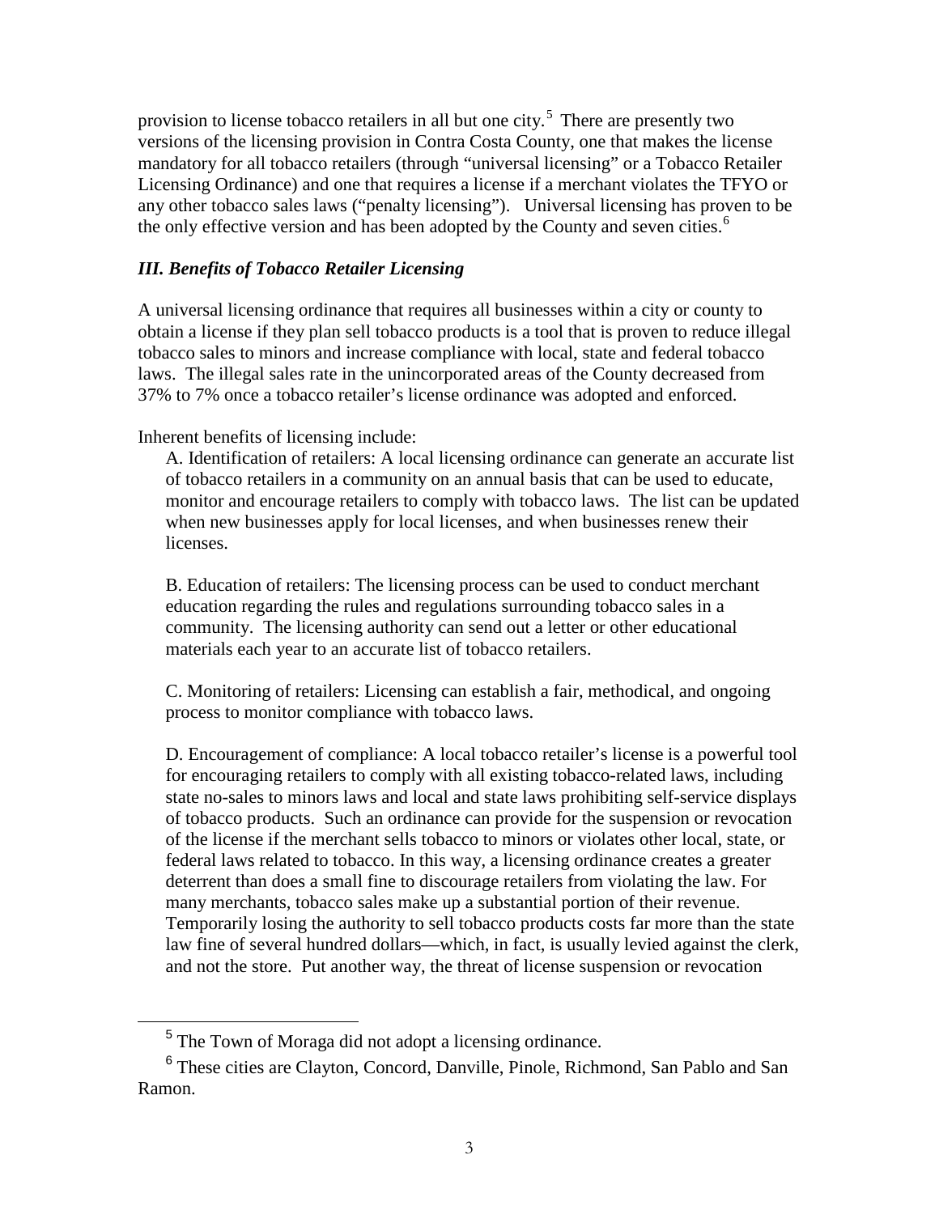provision to license tobacco retailers in all but one city.[5] There are presently two versions of the licensing provision in Contra Costa County, one that makes the license mandatory for all tobacco retailers (through "universal licensing" or a Tobacco Retailer Licensing Ordinance) and one that requires a license if a merchant violates the TFYO or any other tobacco sales laws ("penalty licensing"). Universal licensing has proven to be the only effective version and has been adopted by the County and seven cities.[6]

### *III. Benefits of Tobacco Retailer Licensing*

A universal licensing ordinance that requires all businesses within a city or county to obtain a license if they plan sell tobacco products is a tool that is proven to reduce illegal tobacco sales to minors and increase compliance with local, state and federal tobacco laws. The illegal sales rate in the unincorporated areas of the County decreased from 37% to 7% once a tobacco retailer's license ordinance was adopted and enforced.

Inherent benefits of licensing include:

A. Identification of retailers: A local licensing ordinance can generate an accurate list of tobacco retailers in a community on an annual basis that can be used to educate, monitor and encourage retailers to comply with tobacco laws. The list can be updated when new businesses apply for local licenses, and when businesses renew their licenses.

B. Education of retailers: The licensing process can be used to conduct merchant education regarding the rules and regulations surrounding tobacco sales in a community. The licensing authority can send out a letter or other educational materials each year to an accurate list of tobacco retailers.

C. Monitoring of retailers: Licensing can establish a fair, methodical, and ongoing process to monitor compliance with tobacco laws.

D. Encouragement of compliance: A local tobacco retailer's license is a powerful tool for encouraging retailers to comply with all existing tobacco-related laws, including state no-sales to minors laws and local and state laws prohibiting self-service displays of tobacco products. Such an ordinance can provide for the suspension or revocation of the license if the merchant sells tobacco to minors or violates other local, state, or federal laws related to tobacco. In this way, a licensing ordinance creates a greater deterrent than does a small fine to discourage retailers from violating the law. For many merchants, tobacco sales make up a substantial portion of their revenue. Temporarily losing the authority to sell tobacco products costs far more than the state law fine of several hundred dollars—which, in fact, is usually levied against the clerk, and not the store. Put another way, the threat of license suspension or revocation

[5] The Town of Moraga did not adopt a licensing ordinance.

[6] These cities are Clayton, Concord, Danville, Pinole, Richmond, San Pablo and San Ramon.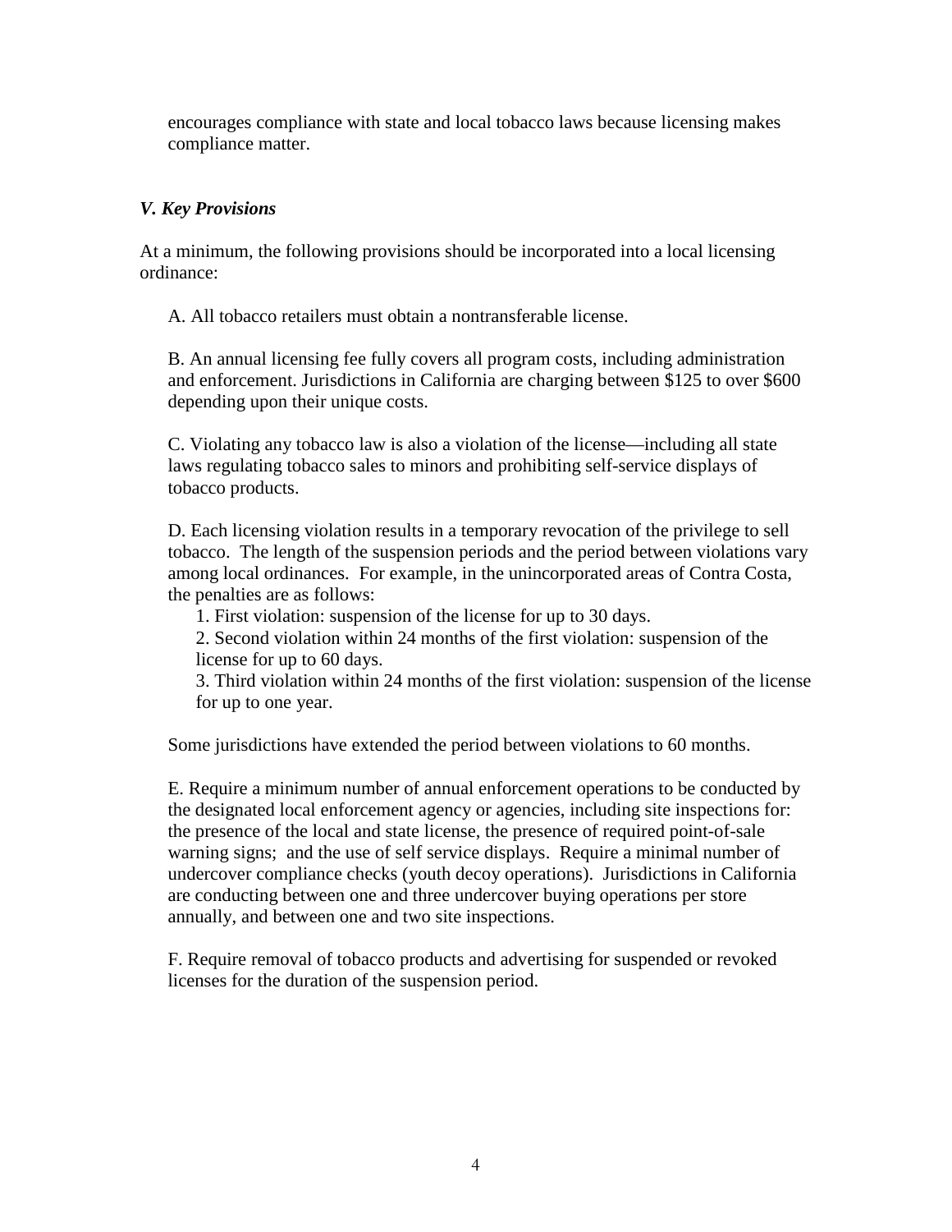encourages compliance with state and local tobacco laws because licensing makes compliance matter.

### *V. Key Provisions*

At a minimum, the following provisions should be incorporated into a local licensing ordinance:

A. All tobacco retailers must obtain a nontransferable license.

B. An annual licensing fee fully covers all program costs, including administration and enforcement. Jurisdictions in California are charging between $125 to over $600 depending upon their unique costs.

C. Violating any tobacco law is also a violation of the license—including all state laws regulating tobacco sales to minors and prohibiting self-service displays of tobacco products.

D. Each licensing violation results in a temporary revocation of the privilege to sell tobacco. The length of the suspension periods and the period between violations vary among local ordinances. For example, in the unincorporated areas of Contra Costa, the penalties are as follows:

1. First violation: suspension of the license for up to 30 days.
2. Second violation within 24 months of the first violation: suspension of the license for up to 60 days.
3. Third violation within 24 months of the first violation: suspension of the license for up to one year.

Some jurisdictions have extended the period between violations to 60 months.

E. Require a minimum number of annual enforcement operations to be conducted by the designated local enforcement agency or agencies, including site inspections for: the presence of the local and state license, the presence of required point-of-sale warning signs; and the use of self service displays. Require a minimal number of undercover compliance checks (youth decoy operations). Jurisdictions in California are conducting between one and three undercover buying operations per store annually, and between one and two site inspections.

F. Require removal of tobacco products and advertising for suspended or revoked licenses for the duration of the suspension period.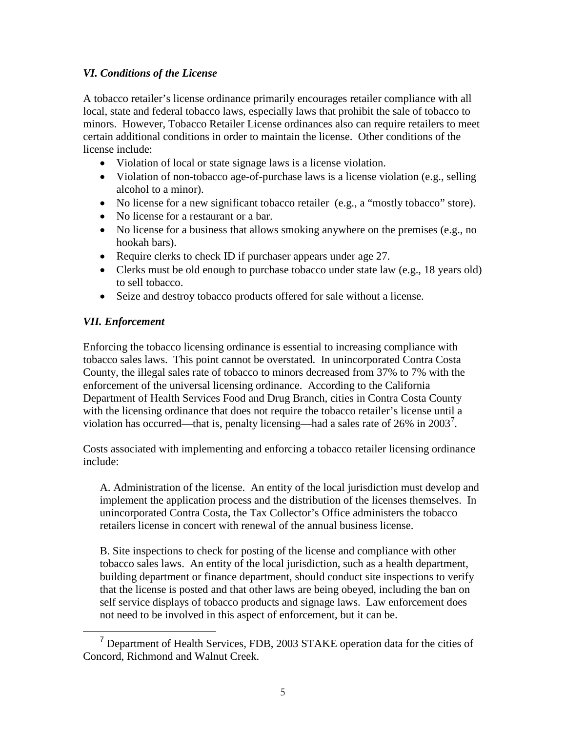### *VI. Conditions of the License*

A tobacco retailer's license ordinance primarily encourages retailer compliance with all local, state and federal tobacco laws, especially laws that prohibit the sale of tobacco to minors. However, Tobacco Retailer License ordinances also can require retailers to meet certain additional conditions in order to maintain the license. Other conditions of the license include:

- Violation of local or state signage laws is a license violation.
- Violation of non-tobacco age-of-purchase laws is a license violation (e.g., selling alcohol to a minor).
- No license for a new significant tobacco retailer (e.g., a "mostly tobacco" store).
- No license for a restaurant or a bar.
- No license for a business that allows smoking anywhere on the premises (e.g., no hookah bars).
- Require clerks to check ID if purchaser appears under age 27.
- Clerks must be old enough to purchase tobacco under state law (e.g., 18 years old) to sell tobacco.
- Seize and destroy tobacco products offered for sale without a license.

### *VII. Enforcement*

Enforcing the tobacco licensing ordinance is essential to increasing compliance with tobacco sales laws. This point cannot be overstated. In unincorporated Contra Costa County, the illegal sales rate of tobacco to minors decreased from 37% to 7% with the enforcement of the universal licensing ordinance. According to the California Department of Health Services Food and Drug Branch, cities in Contra Costa County with the licensing ordinance that does not require the tobacco retailer's license until a violation has occurred—that is, penalty licensing—had a sales rate of 26% in 2003[7].

Costs associated with implementing and enforcing a tobacco retailer licensing ordinance include:

A. Administration of the license. An entity of the local jurisdiction must develop and implement the application process and the distribution of the licenses themselves. In unincorporated Contra Costa, the Tax Collector's Office administers the tobacco retailers license in concert with renewal of the annual business license.

B. Site inspections to check for posting of the license and compliance with other tobacco sales laws. An entity of the local jurisdiction, such as a health department, building department or finance department, should conduct site inspections to verify that the license is posted and that other laws are being obeyed, including the ban on self service displays of tobacco products and signage laws. Law enforcement does not need to be involved in this aspect of enforcement, but it can be.

---

[7] Department of Health Services, FDB, 2003 STAKE operation data for the cities of Concord, Richmond and Walnut Creek.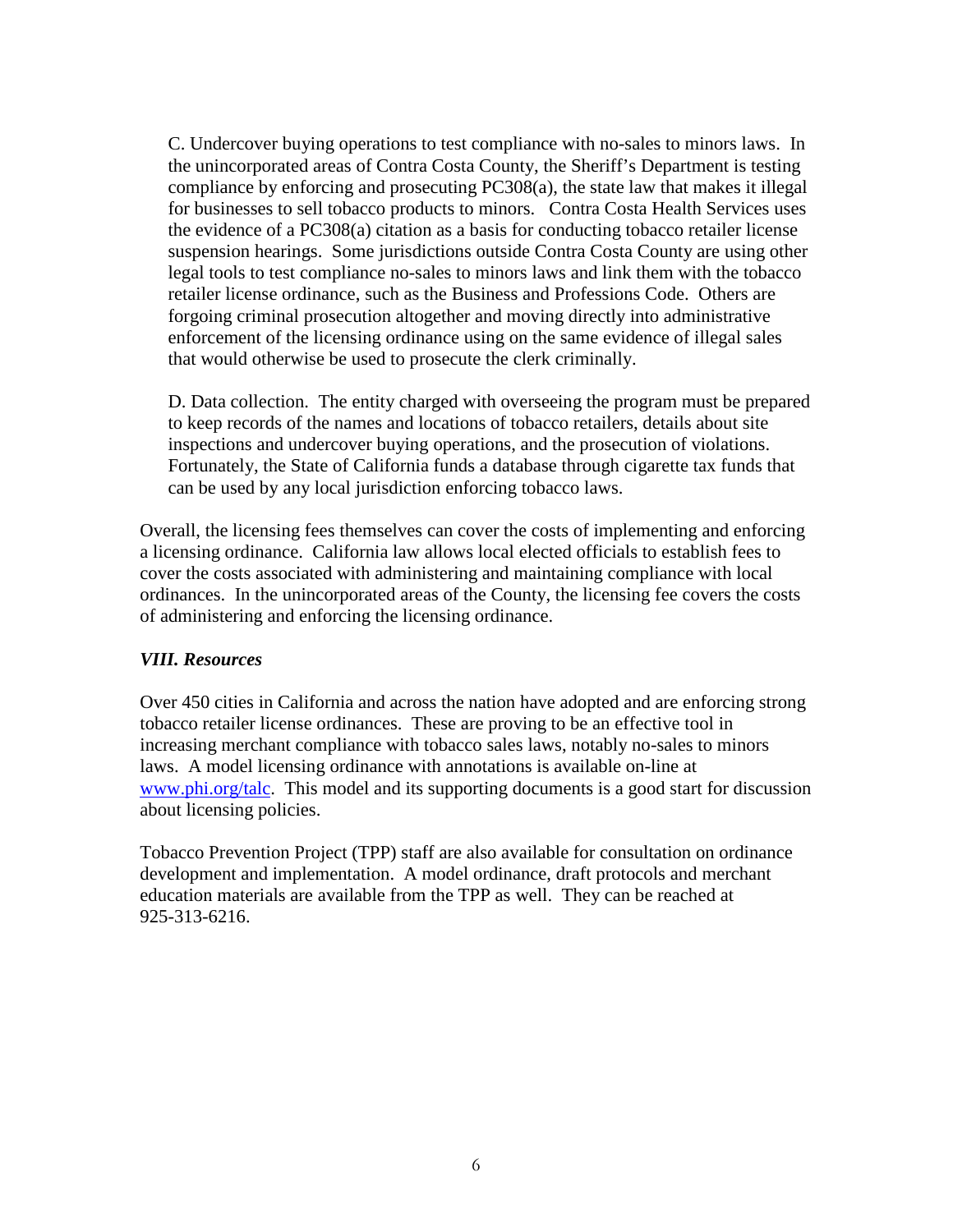C. Undercover buying operations to test compliance with no-sales to minors laws. In the unincorporated areas of Contra Costa County, the Sheriff's Department is testing compliance by enforcing and prosecuting PC308(a), the state law that makes it illegal for businesses to sell tobacco products to minors. Contra Costa Health Services uses the evidence of a PC308(a) citation as a basis for conducting tobacco retailer license suspension hearings. Some jurisdictions outside Contra Costa County are using other legal tools to test compliance no-sales to minors laws and link them with the tobacco retailer license ordinance, such as the Business and Professions Code. Others are forgoing criminal prosecution altogether and moving directly into administrative enforcement of the licensing ordinance using on the same evidence of illegal sales that would otherwise be used to prosecute the clerk criminally.

D. Data collection. The entity charged with overseeing the program must be prepared to keep records of the names and locations of tobacco retailers, details about site inspections and undercover buying operations, and the prosecution of violations. Fortunately, the State of California funds a database through cigarette tax funds that can be used by any local jurisdiction enforcing tobacco laws.

Overall, the licensing fees themselves can cover the costs of implementing and enforcing a licensing ordinance. California law allows local elected officials to establish fees to cover the costs associated with administering and maintaining compliance with local ordinances. In the unincorporated areas of the County, the licensing fee covers the costs of administering and enforcing the licensing ordinance.

### *VIII. Resources*

Over 450 cities in California and across the nation have adopted and are enforcing strong tobacco retailer license ordinances. These are proving to be an effective tool in increasing merchant compliance with tobacco sales laws, notably no-sales to minors laws. A model licensing ordinance with annotations is available on-line at [www.phi.org/talc](www.phi.org/talc). This model and its supporting documents is a good start for discussion about licensing policies.

Tobacco Prevention Project (TPP) staff are also available for consultation on ordinance development and implementation. A model ordinance, draft protocols and merchant education materials are available from the TPP as well. They can be reached at 925-313-6216.